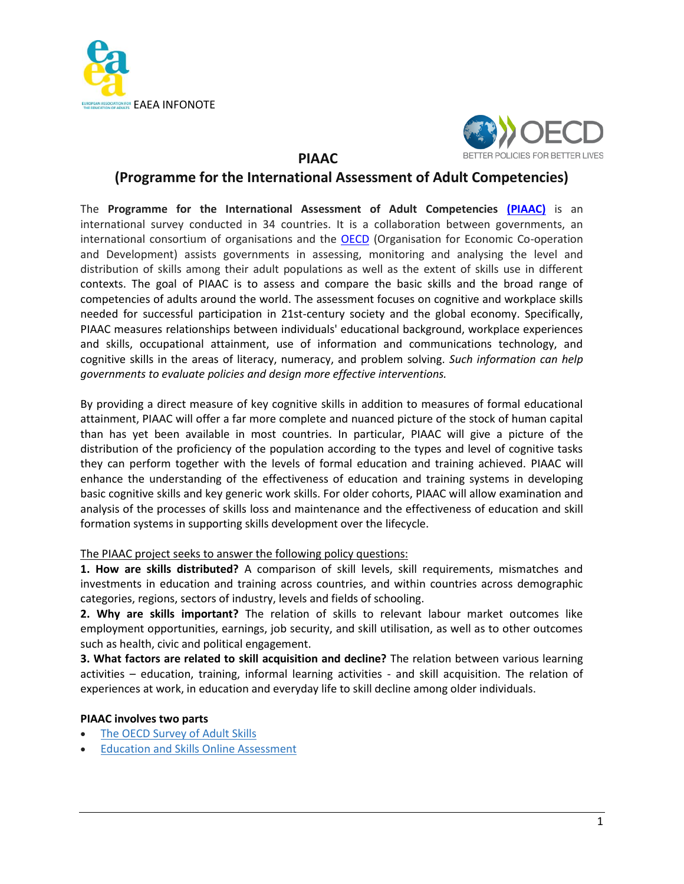EAEA INFONOTE

# PIAAC

# (Programme for the International Assessment of Adult Competencies)

The **Programme for the International Assessment of Adult Competencies** **(PIAAC)** is an international survey conducted in 34 countries. It is a collaboration between governments, an international consortium of organisations and the OECD (Organisation for Economic Co-operation and Development) assists governments in assessing, monitoring and analysing the level and distribution of skills among their adult populations as well as the extent of skills use in different contexts. The goal of PIAAC is to assess and compare the basic skills and the broad range of competencies of adults around the world. The assessment focuses on cognitive and workplace skills needed for successful participation in 21st-century society and the global economy. Specifically, PIAAC measures relationships between individuals' educational background, workplace experiences and skills, occupational attainment, use of information and communications technology, and cognitive skills in the areas of literacy, numeracy, and problem solving. *Such information can help governments to evaluate policies and design more effective interventions.*

By providing a direct measure of key cognitive skills in addition to measures of formal educational attainment, PIAAC will offer a far more complete and nuanced picture of the stock of human capital than has yet been available in most countries. In particular, PIAAC will give a picture of the distribution of the proficiency of the population according to the types and level of cognitive tasks they can perform together with the levels of formal education and training achieved. PIAAC will enhance the understanding of the effectiveness of education and training systems in developing basic cognitive skills and key generic work skills. For older cohorts, PIAAC will allow examination and analysis of the processes of skills loss and maintenance and the effectiveness of education and skill formation systems in supporting skills development over the lifecycle.

The PIAAC project seeks to answer the following policy questions:

**1. How are skills distributed?** A comparison of skill levels, skill requirements, mismatches and investments in education and training across countries, and within countries across demographic categories, regions, sectors of industry, levels and fields of schooling.

**2. Why are skills important?** The relation of skills to relevant labour market outcomes like employment opportunities, earnings, job security, and skill utilisation, as well as to other outcomes such as health, civic and political engagement.

**3. What factors are related to skill acquisition and decline?** The relation between various learning activities – education, training, informal learning activities - and skill acquisition. The relation of experiences at work, in education and everyday life to skill decline among older individuals.

**PIAAC involves two parts**

- The OECD Survey of Adult Skills
- Education and Skills Online Assessment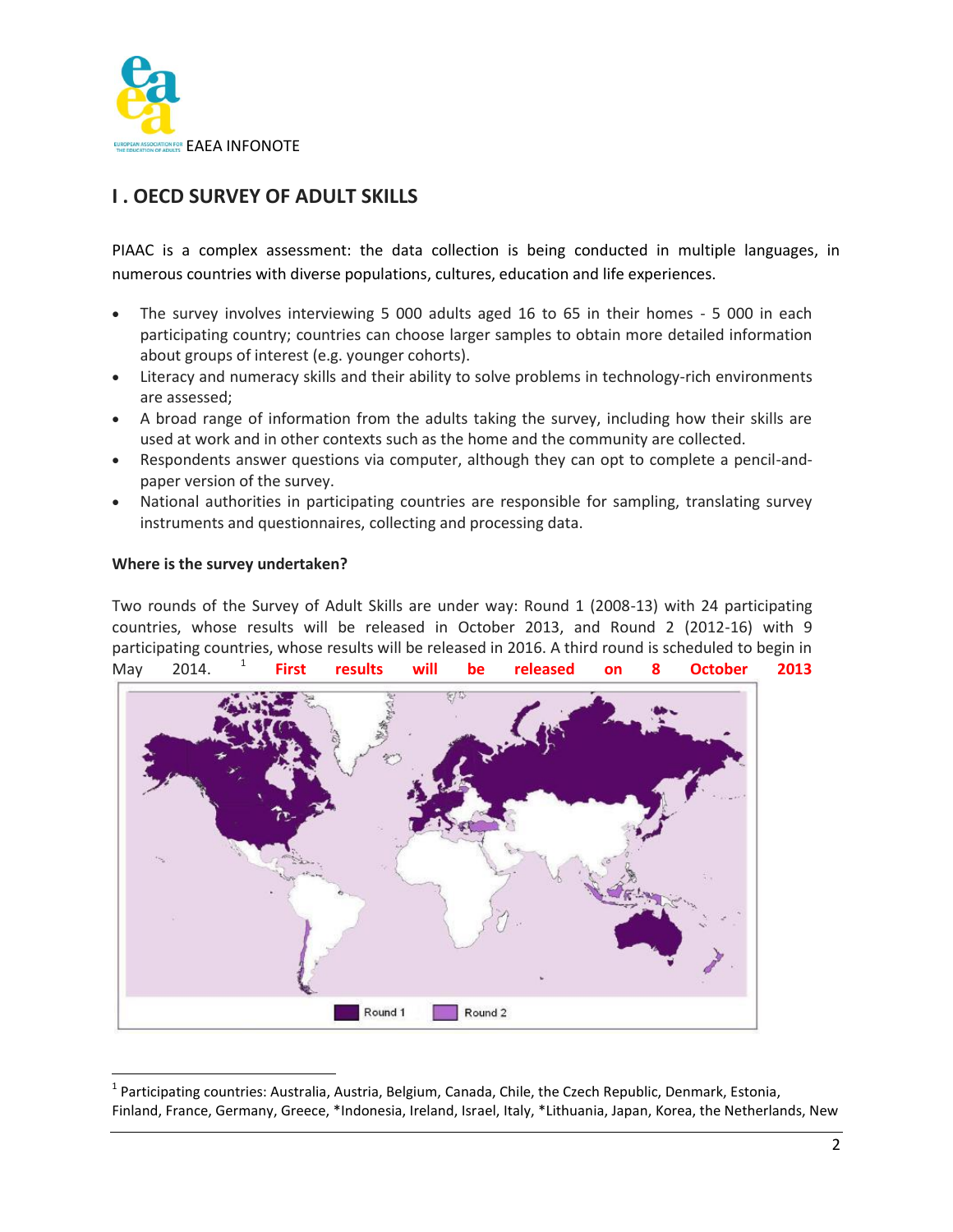EAEA INFONOTE

## I . OECD SURVEY OF ADULT SKILLS

PIAAC is a complex assessment: the data collection is being conducted in multiple languages, in numerous countries with diverse populations, cultures, education and life experiences.

- The survey involves interviewing 5 000 adults aged 16 to 65 in their homes - 5 000 in each participating country; countries can choose larger samples to obtain more detailed information about groups of interest (e.g. younger cohorts).
- Literacy and numeracy skills and their ability to solve problems in technology-rich environments are assessed;
- A broad range of information from the adults taking the survey, including how their skills are used at work and in other contexts such as the home and the community are collected.
- Respondents answer questions via computer, although they can opt to complete a pencil-and-paper version of the survey.
- National authorities in participating countries are responsible for sampling, translating survey instruments and questionnaires, collecting and processing data.

**Where is the survey undertaken?**

Two rounds of the Survey of Adult Skills are under way: Round 1 (2008-13) with 24 participating countries, whose results will be released in October 2013, and Round 2 (2012-16) with 9 participating countries, whose results will be released in 2016. A third round is scheduled to begin in May 2014. [1] **First results will be released on 8 October 2013**

Round 1 Round 2

[1] Participating countries: Australia, Austria, Belgium, Canada, Chile, the Czech Republic, Denmark, Estonia, Finland, France, Germany, Greece, *Indonesia, Ireland, Israel, Italy, *Lithuania, Japan, Korea, the Netherlands, New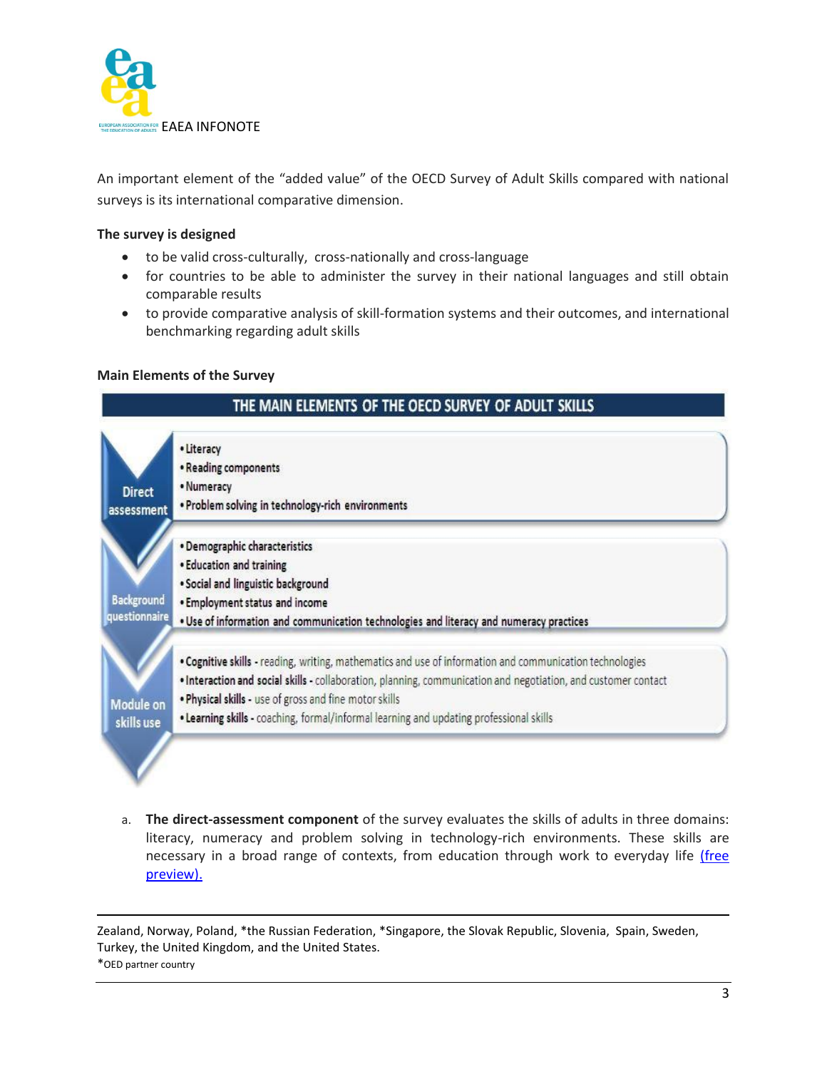An important element of the "added value" of the OECD Survey of Adult Skills compared with national surveys is its international comparative dimension.

**The survey is designed**

- to be valid cross-culturally, cross-nationally and cross-language
- for countries to be able to administer the survey in their national languages and still obtain comparable results
- to provide comparative analysis of skill-formation systems and their outcomes, and international benchmarking regarding adult skills

**Main Elements of the Survey**

| THE MAIN ELEMENTS OF THE OECD SURVEY OF ADULT SKILLS | |
|---|---|
| Direct assessment | • Literacy<br>• Reading components<br>• Numeracy<br>• Problem solving in technology-rich environments |
| Background questionnaire | • Demographic characteristics<br>• Education and training<br>• Social and linguistic background<br>• Employment status and income<br>• Use of information and communication technologies and literacy and numeracy practices |
| Module on skills use | • **Cognitive skills** - reading, writing, mathematics and use of information and communication technologies<br>• **Interaction and social skills** - collaboration, planning, communication and negotiation, and customer contact<br>• **Physical skills** - use of gross and fine motor skills<br>• **Learning skills** - coaching, formal/informal learning and updating professional skills |

a. **The direct-assessment component** of the survey evaluates the skills of adults in three domains: literacy, numeracy and problem solving in technology-rich environments. These skills are necessary in a broad range of contexts, from education through work to everyday life (free preview).

---

Zealand, Norway, Poland, *the Russian Federation, *Singapore, the Slovak Republic, Slovenia, Spain, Sweden, Turkey, the United Kingdom, and the United States.
*OED partner country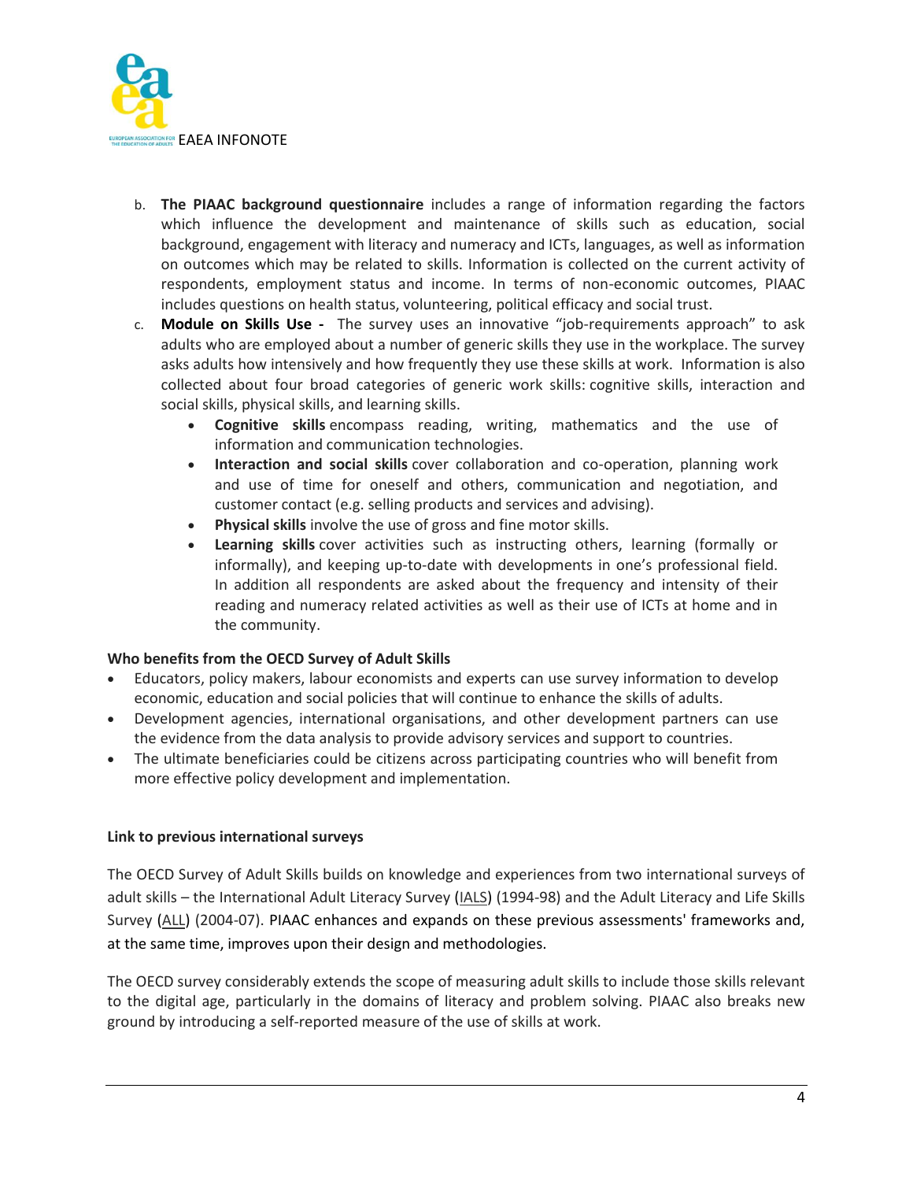b. **The PIAAC background questionnaire** includes a range of information regarding the factors which influence the development and maintenance of skills such as education, social background, engagement with literacy and numeracy and ICTs, languages, as well as information on outcomes which may be related to skills. Information is collected on the current activity of respondents, employment status and income. In terms of non-economic outcomes, PIAAC includes questions on health status, volunteering, political efficacy and social trust.

c. **Module on Skills Use -** The survey uses an innovative "job-requirements approach" to ask adults who are employed about a number of generic skills they use in the workplace. The survey asks adults how intensively and how frequently they use these skills at work. Information is also collected about four broad categories of generic work skills: cognitive skills, interaction and social skills, physical skills, and learning skills.

   - **Cognitive skills** encompass reading, writing, mathematics and the use of information and communication technologies.
   - **Interaction and social skills** cover collaboration and co-operation, planning work and use of time for oneself and others, communication and negotiation, and customer contact (e.g. selling products and services and advising).
   - **Physical skills** involve the use of gross and fine motor skills.
   - **Learning skills** cover activities such as instructing others, learning (formally or informally), and keeping up-to-date with developments in one's professional field. In addition all respondents are asked about the frequency and intensity of their reading and numeracy related activities as well as their use of ICTs at home and in the community.

**Who benefits from the OECD Survey of Adult Skills**

- Educators, policy makers, labour economists and experts can use survey information to develop economic, education and social policies that will continue to enhance the skills of adults.
- Development agencies, international organisations, and other development partners can use the evidence from the data analysis to provide advisory services and support to countries.
- The ultimate beneficiaries could be citizens across participating countries who will benefit from more effective policy development and implementation.

**Link to previous international surveys**

The OECD Survey of Adult Skills builds on knowledge and experiences from two international surveys of adult skills – the International Adult Literacy Survey (IALS) (1994-98) and the Adult Literacy and Life Skills Survey (ALL) (2004-07). PIAAC enhances and expands on these previous assessments' frameworks and, at the same time, improves upon their design and methodologies.

The OECD survey considerably extends the scope of measuring adult skills to include those skills relevant to the digital age, particularly in the domains of literacy and problem solving. PIAAC also breaks new ground by introducing a self-reported measure of the use of skills at work.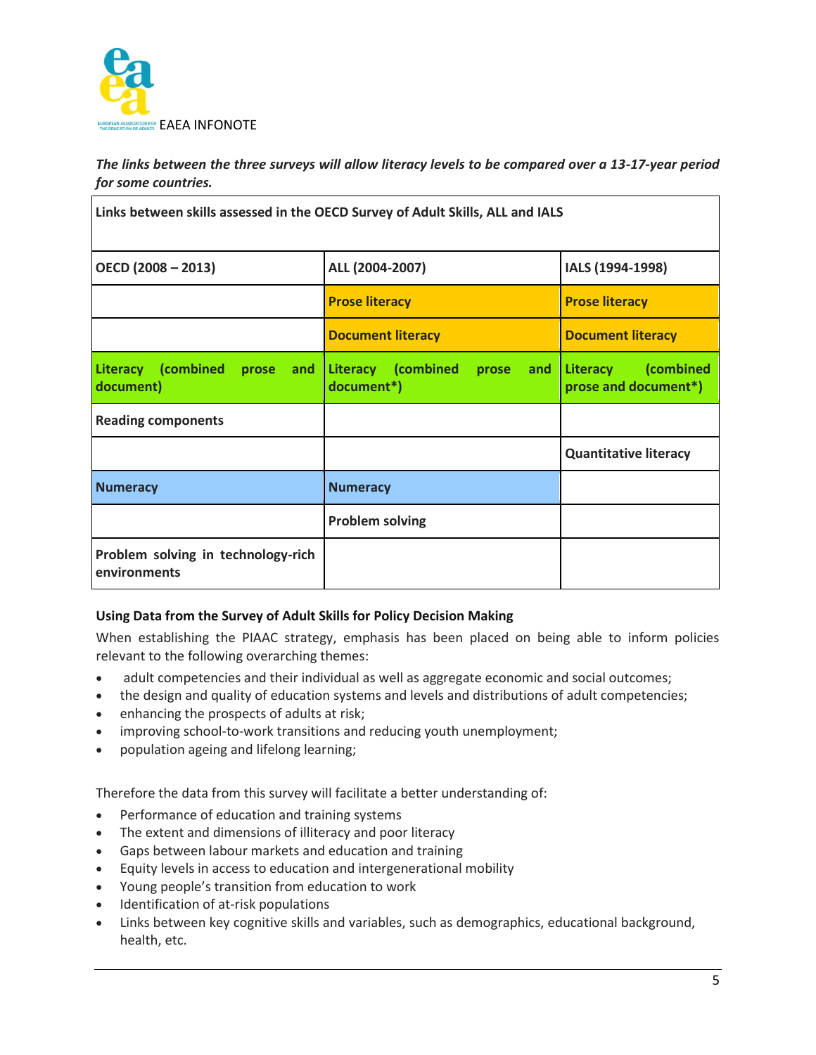*The links between the three surveys will allow literacy levels to be compared over a 13-17-year period for some countries.*

| Links between skills assessed in the OECD Survey of Adult Skills, ALL and IALS | | |
|---|---|---|
| **OECD (2008 – 2013)** | **ALL (2004-2007)** | **IALS (1994-1998)** |
| | **Prose literacy** | **Prose literacy** |
| | **Document literacy** | **Document literacy** |
| **Literacy (combined prose and document)** | **Literacy (combined prose and document*)** | **Literacy (combined prose and document*)** |
| **Reading components** | | |
| | | **Quantitative literacy** |
| **Numeracy** | **Numeracy** | |
| | **Problem solving** | |
| **Problem solving in technology-rich environments** | | |

**Using Data from the Survey of Adult Skills for Policy Decision Making**

When establishing the PIAAC strategy, emphasis has been placed on being able to inform policies relevant to the following overarching themes:

- adult competencies and their individual as well as aggregate economic and social outcomes;
- the design and quality of education systems and levels and distributions of adult competencies;
- enhancing the prospects of adults at risk;
- improving school-to-work transitions and reducing youth unemployment;
- population ageing and lifelong learning;

Therefore the data from this survey will facilitate a better understanding of:

- Performance of education and training systems
- The extent and dimensions of illiteracy and poor literacy
- Gaps between labour markets and education and training
- Equity levels in access to education and intergenerational mobility
- Young people's transition from education to work
- Identification of at-risk populations
- Links between key cognitive skills and variables, such as demographics, educational background, health, etc.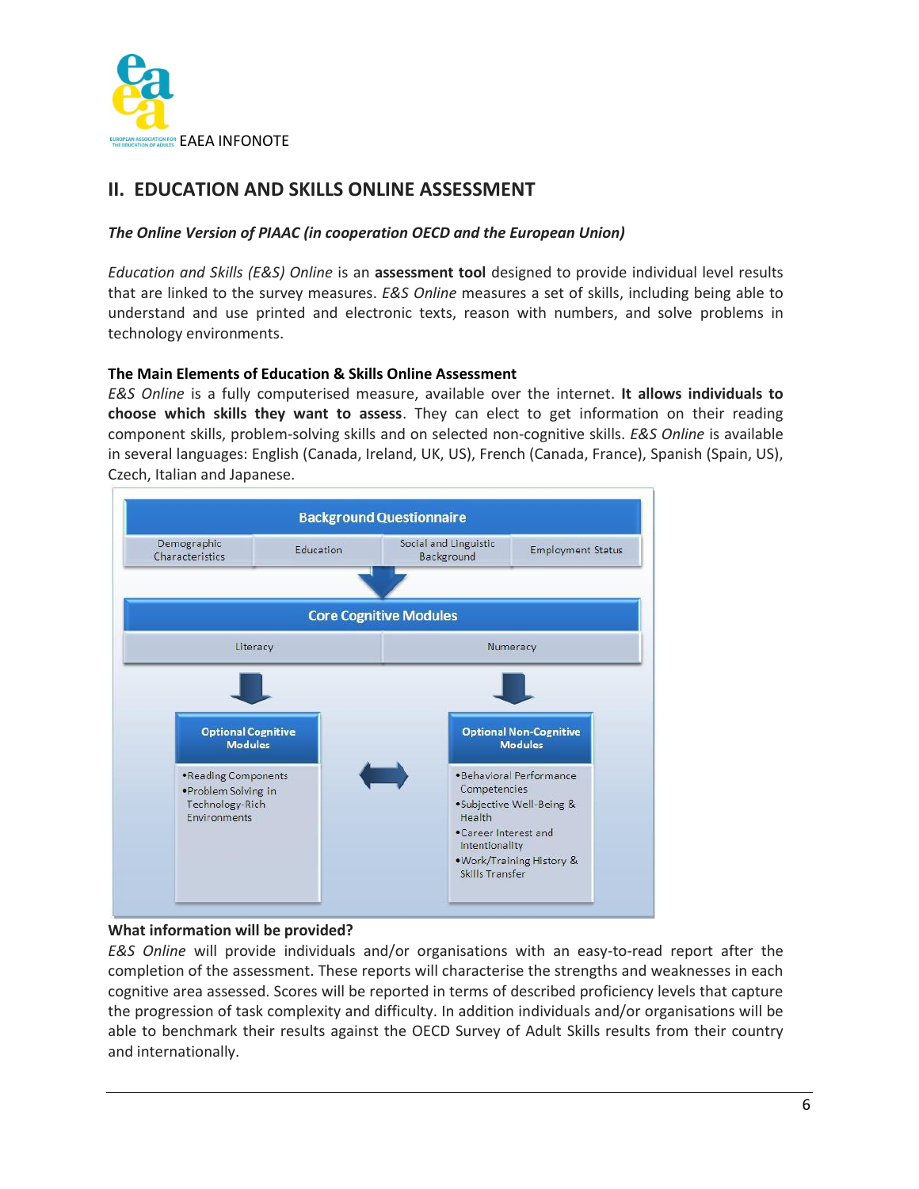## II. EDUCATION AND SKILLS ONLINE ASSESSMENT

***The Online Version of PIAAC (in cooperation OECD and the European Union)***

*Education and Skills (E&S) Online* is an **assessment tool** designed to provide individual level results that are linked to the survey measures. *E&S Online* measures a set of skills, including being able to understand and use printed and electronic texts, reason with numbers, and solve problems in technology environments.

**The Main Elements of Education & Skills Online Assessment**

*E&S Online* is a fully computerised measure, available over the internet. **It allows individuals to choose which skills they want to assess**. They can elect to get information on their reading component skills, problem-solving skills and on selected non-cognitive skills. *E&S Online* is available in several languages: English (Canada, Ireland, UK, US), French (Canada, France), Spanish (Spain, US), Czech, Italian and Japanese.

**Background Questionnaire**
- Demographic Characteristics
- Education
- Social and Linguistic Background
- Employment Status

**Core Cognitive Modules**
- Literacy
- Numeracy

**Optional Cognitive Modules**
- Reading Components
- Problem Solving in Technology-Rich Environments

**Optional Non-Cognitive Modules**
- Behavioral Performance Competencies
- Subjective Well-Being & Health
- Career Interest and Intentionality
- Work/Training History & Skills Transfer

**What information will be provided?**

*E&S Online* will provide individuals and/or organisations with an easy-to-read report after the completion of the assessment. These reports will characterise the strengths and weaknesses in each cognitive area assessed. Scores will be reported in terms of described proficiency levels that capture the progression of task complexity and difficulty. In addition individuals and/or organisations will be able to benchmark their results against the OECD Survey of Adult Skills results from their country and internationally.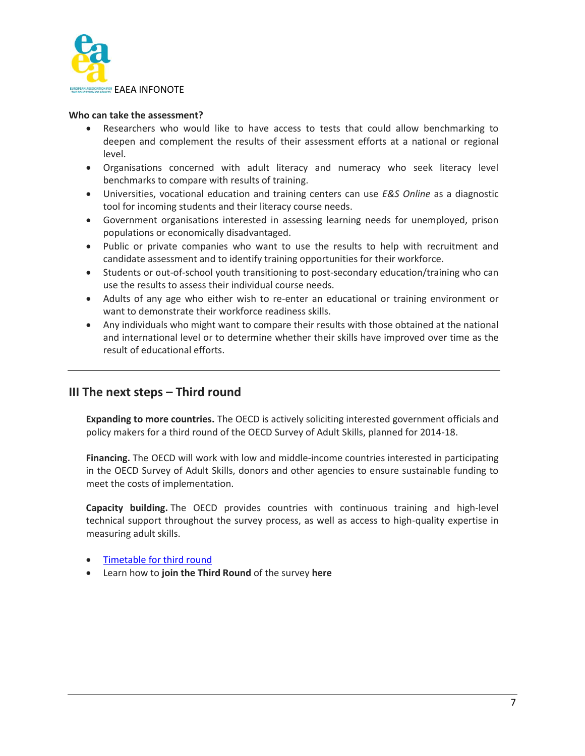**Who can take the assessment?**

- Researchers who would like to have access to tests that could allow benchmarking to deepen and complement the results of their assessment efforts at a national or regional level.
- Organisations concerned with adult literacy and numeracy who seek literacy level benchmarks to compare with results of training.
- Universities, vocational education and training centers can use *E&S Online* as a diagnostic tool for incoming students and their literacy course needs.
- Government organisations interested in assessing learning needs for unemployed, prison populations or economically disadvantaged.
- Public or private companies who want to use the results to help with recruitment and candidate assessment and to identify training opportunities for their workforce.
- Students or out-of-school youth transitioning to post-secondary education/training who can use the results to assess their individual course needs.
- Adults of any age who either wish to re-enter an educational or training environment or want to demonstrate their workforce readiness skills.
- Any individuals who might want to compare their results with those obtained at the national and international level or to determine whether their skills have improved over time as the result of educational efforts.

---

## III The next steps – Third round

**Expanding to more countries.** The OECD is actively soliciting interested government officials and policy makers for a third round of the OECD Survey of Adult Skills, planned for 2014-18.

**Financing.** The OECD will work with low and middle-income countries interested in participating in the OECD Survey of Adult Skills, donors and other agencies to ensure sustainable funding to meet the costs of implementation.

**Capacity building.** The OECD provides countries with continuous training and high-level technical support throughout the survey process, as well as access to high-quality expertise in measuring adult skills.

- Timetable for third round
- Learn how to **join the Third Round** of the survey **here**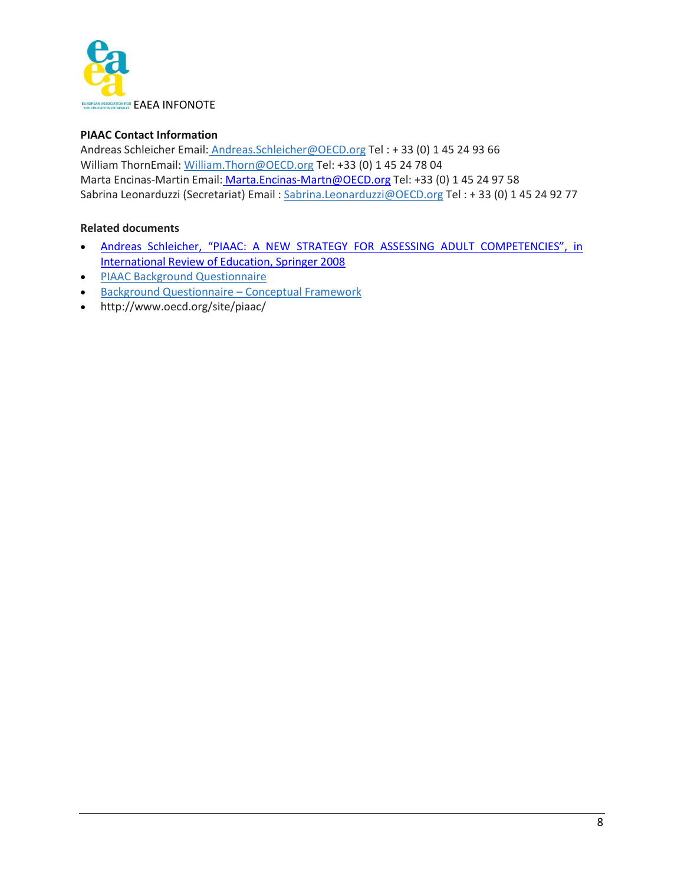### PIAAC Contact Information

Andreas Schleicher Email: Andreas.Schleicher@OECD.org Tel : + 33 (0) 1 45 24 93 66
William ThornEmail: William.Thorn@OECD.org Tel: +33 (0) 1 45 24 78 04
Marta Encinas-Martin Email: Marta.Encinas-Martn@OECD.org Tel: +33 (0) 1 45 24 97 58
Sabrina Leonarduzzi (Secretariat) Email : Sabrina.Leonarduzzi@OECD.org Tel : + 33 (0) 1 45 24 92 77

### Related documents

- Andreas Schleicher, "PIAAC: A NEW STRATEGY FOR ASSESSING ADULT COMPETENCIES", in International Review of Education, Springer 2008
- PIAAC Background Questionnaire
- Background Questionnaire – Conceptual Framework
- http://www.oecd.org/site/piaac/